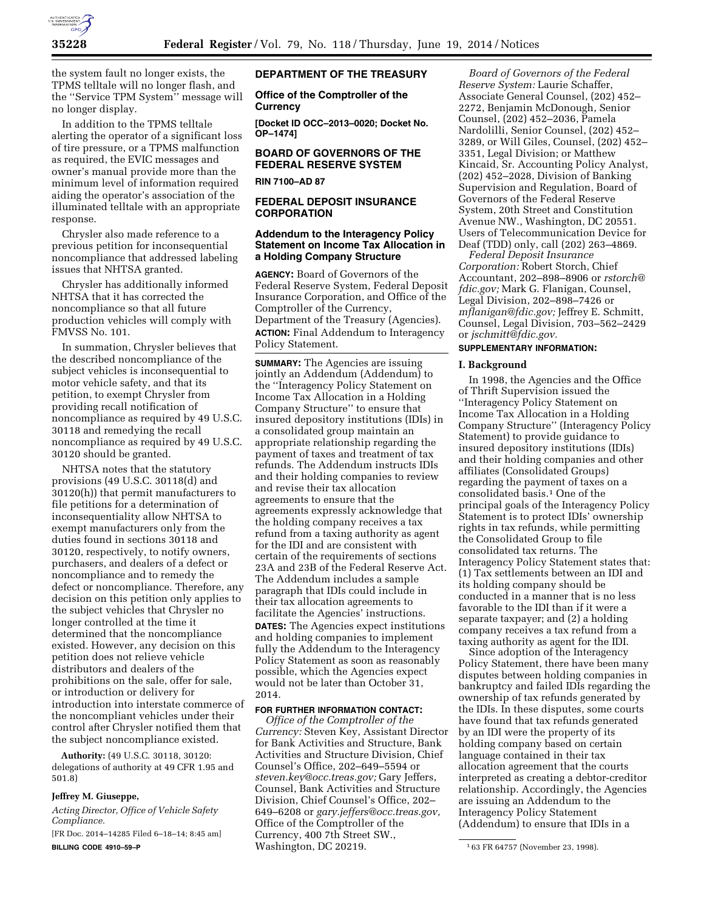the system fault no longer exists, the TPMS telltale will no longer flash, and the ''Service TPM System'' message will no longer display.

In addition to the TPMS telltale alerting the operator of a significant loss of tire pressure, or a TPMS malfunction as required, the EVIC messages and owner's manual provide more than the minimum level of information required aiding the operator's association of the illuminated telltale with an appropriate response.

Chrysler also made reference to a previous petition for inconsequential noncompliance that addressed labeling issues that NHTSA granted.

Chrysler has additionally informed NHTSA that it has corrected the noncompliance so that all future production vehicles will comply with FMVSS No. 101.

In summation, Chrysler believes that the described noncompliance of the subject vehicles is inconsequential to motor vehicle safety, and that its petition, to exempt Chrysler from providing recall notification of noncompliance as required by 49 U.S.C. 30118 and remedying the recall noncompliance as required by 49 U.S.C. 30120 should be granted.

NHTSA notes that the statutory provisions (49 U.S.C. 30118(d) and 30120(h)) that permit manufacturers to file petitions for a determination of inconsequentiality allow NHTSA to exempt manufacturers only from the duties found in sections 30118 and 30120, respectively, to notify owners, purchasers, and dealers of a defect or noncompliance and to remedy the defect or noncompliance. Therefore, any decision on this petition only applies to the subject vehicles that Chrysler no longer controlled at the time it determined that the noncompliance existed. However, any decision on this petition does not relieve vehicle distributors and dealers of the prohibitions on the sale, offer for sale, or introduction or delivery for introduction into interstate commerce of the noncompliant vehicles under their control after Chrysler notified them that the subject noncompliance existed.

**Authority:** (49 U.S.C. 30118, 30120: delegations of authority at 49 CFR 1.95 and 501.8)

**Jeffrey M. Giuseppe,**

*Acting Director, Office of Vehicle Safety Compliance.*

[FR Doc. 2014–14285 Filed 6–18–14; 8:45 am]

**BILLING CODE 4910–59–P**

## DEPARTMENT OF THE TREASURY

### Office of the Comptroller of the Currency

**[Docket ID OCC–2013–0020; Docket No. OP–1474]**

## BOARD OF GOVERNORS OF THE FEDERAL RESERVE SYSTEM

**RIN 7100–AD 87**

## FEDERAL DEPOSIT INSURANCE CORPORATION

### Addendum to the Interagency Policy Statement on Income Tax Allocation in a Holding Company Structure

**AGENCY:** Board of Governors of the Federal Reserve System, Federal Deposit Insurance Corporation, and Office of the Comptroller of the Currency, Department of the Treasury (Agencies).

**ACTION:** Final Addendum to Interagency Policy Statement.

**SUMMARY:** The Agencies are issuing jointly an Addendum (Addendum) to the ''Interagency Policy Statement on Income Tax Allocation in a Holding Company Structure'' to ensure that insured depository institutions (IDIs) in a consolidated group maintain an appropriate relationship regarding the payment of taxes and treatment of tax refunds. The Addendum instructs IDIs and their holding companies to review and revise their tax allocation agreements to ensure that the agreements expressly acknowledge that the holding company receives a tax refund from a taxing authority as agent for the IDI and are consistent with certain of the requirements of sections 23A and 23B of the Federal Reserve Act. The Addendum includes a sample paragraph that IDIs could include in their tax allocation agreements to facilitate the Agencies' instructions.

**DATES:** The Agencies expect institutions and holding companies to implement fully the Addendum to the Interagency Policy Statement as soon as reasonably possible, which the Agencies expect would not be later than October 31, 2014.

**FOR FURTHER INFORMATION CONTACT:**

*Office of the Comptroller of the Currency:* Steven Key, Assistant Director for Bank Activities and Structure, Bank Activities and Structure Division, Chief Counsel's Office, 202–649–5594 or *steven.key@occ.treas.gov;* Gary Jeffers, Counsel, Bank Activities and Structure Division, Chief Counsel's Office, 202–649–6208 or *gary.jeffers@occ.treas.gov,* Office of the Comptroller of the Currency, 400 7th Street SW., Washington, DC 20219.

*Board of Governors of the Federal Reserve System:* Laurie Schaffer, Associate General Counsel, (202) 452–2272, Benjamin McDonough, Senior Counsel, (202) 452–2036, Pamela Nardolilli, Senior Counsel, (202) 452–3289, or Will Giles, Counsel, (202) 452–3351, Legal Division; or Matthew Kincaid, Sr. Accounting Policy Analyst, (202) 452–2028, Division of Banking Supervision and Regulation, Board of Governors of the Federal Reserve System, 20th Street and Constitution Avenue NW., Washington, DC 20551. Users of Telecommunication Device for Deaf (TDD) only, call (202) 263–4869.

*Federal Deposit Insurance Corporation:* Robert Storch, Chief Accountant, 202–898–8906 or *rstorch@fdic.gov;* Mark G. Flanigan, Counsel, Legal Division, 202–898–7426 or *mflanigan@fdic.gov;* Jeffrey E. Schmitt, Counsel, Legal Division, 703–562–2429 or *jschmitt@fdic.gov.*

**SUPPLEMENTARY INFORMATION:**

### I. Background

In 1998, the Agencies and the Office of Thrift Supervision issued the ''Interagency Policy Statement on Income Tax Allocation in a Holding Company Structure'' (Interagency Policy Statement) to provide guidance to insured depository institutions (IDIs) and their holding companies and other affiliates (Consolidated Groups) regarding the payment of taxes on a consolidated basis.[1] One of the principal goals of the Interagency Policy Statement is to protect IDIs' ownership rights in tax refunds, while permitting the Consolidated Group to file consolidated tax returns. The Interagency Policy Statement states that: (1) Tax settlements between an IDI and its holding company should be conducted in a manner that is no less favorable to the IDI than if it were a separate taxpayer; and (2) a holding company receives a tax refund from a taxing authority as agent for the IDI.

Since adoption of the Interagency Policy Statement, there have been many disputes between holding companies in bankruptcy and failed IDIs regarding the ownership of tax refunds generated by the IDIs. In these disputes, some courts have found that tax refunds generated by an IDI were the property of its holding company based on certain language contained in their tax allocation agreement that the courts interpreted as creating a debtor-creditor relationship. Accordingly, the Agencies are issuing an Addendum to the Interagency Policy Statement (Addendum) to ensure that IDIs in a

[1] 63 FR 64757 (November 23, 1998).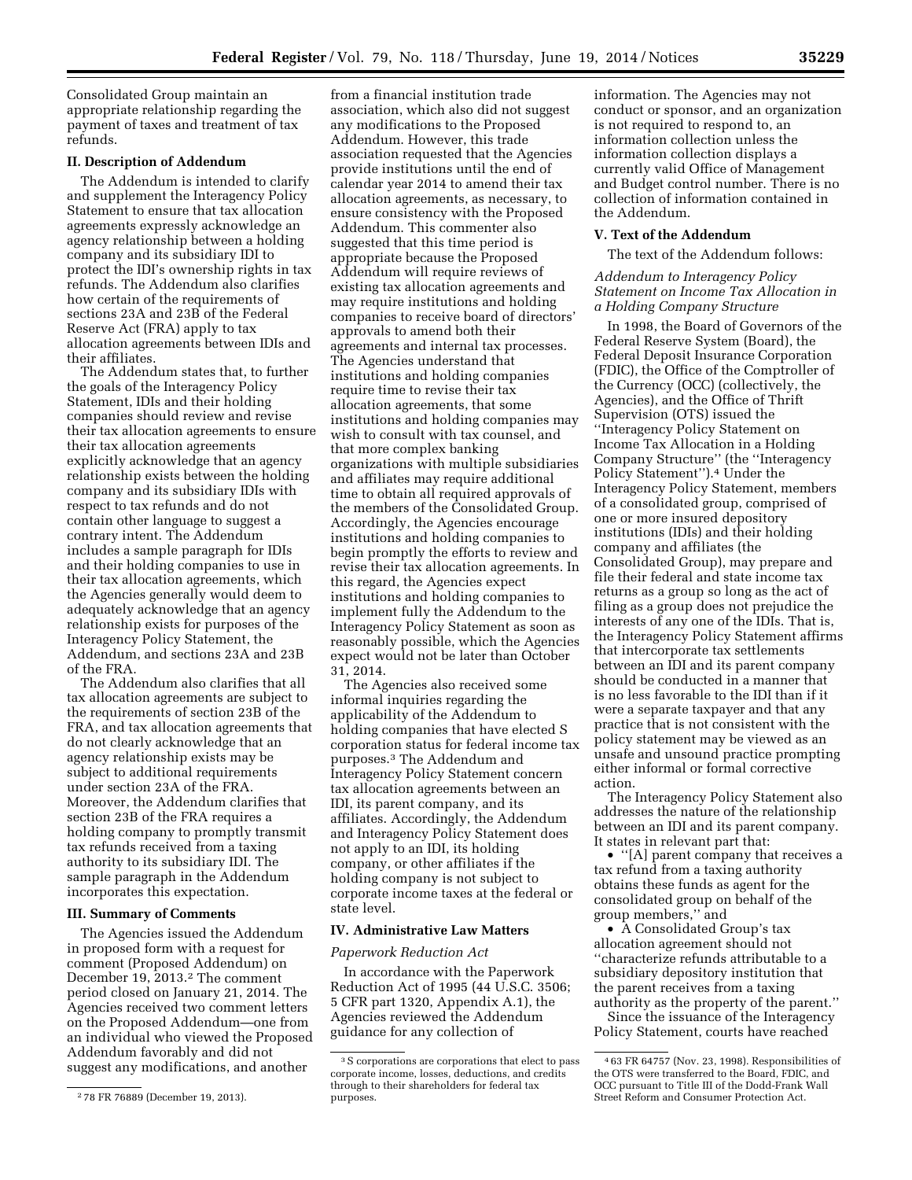Consolidated Group maintain an appropriate relationship regarding the payment of taxes and treatment of tax refunds.

## II. Description of Addendum

The Addendum is intended to clarify and supplement the Interagency Policy Statement to ensure that tax allocation agreements expressly acknowledge an agency relationship between a holding company and its subsidiary IDI to protect the IDI's ownership rights in tax refunds. The Addendum also clarifies how certain of the requirements of sections 23A and 23B of the Federal Reserve Act (FRA) apply to tax allocation agreements between IDIs and their affiliates.

The Addendum states that, to further the goals of the Interagency Policy Statement, IDIs and their holding companies should review and revise their tax allocation agreements to ensure their tax allocation agreements explicitly acknowledge that an agency relationship exists between the holding company and its subsidiary IDIs with respect to tax refunds and do not contain other language to suggest a contrary intent. The Addendum includes a sample paragraph for IDIs and their holding companies to use in their tax allocation agreements, which the Agencies generally would deem to adequately acknowledge that an agency relationship exists for purposes of the Interagency Policy Statement, the Addendum, and sections 23A and 23B of the FRA.

The Addendum also clarifies that all tax allocation agreements are subject to the requirements of section 23B of the FRA, and tax allocation agreements that do not clearly acknowledge that an agency relationship exists may be subject to additional requirements under section 23A of the FRA. Moreover, the Addendum clarifies that section 23B of the FRA requires a holding company to promptly transmit tax refunds received from a taxing authority to its subsidiary IDI. The sample paragraph in the Addendum incorporates this expectation.

## III. Summary of Comments

The Agencies issued the Addendum in proposed form with a request for comment (Proposed Addendum) on December 19, 2013.[2] The comment period closed on January 21, 2014. The Agencies received two comment letters on the Proposed Addendum—one from an individual who viewed the Proposed Addendum favorably and did not suggest any modifications, and another from a financial institution trade association, which also did not suggest any modifications to the Proposed Addendum. However, this trade association requested that the Agencies provide institutions until the end of calendar year 2014 to amend their tax allocation agreements, as necessary, to ensure consistency with the Proposed Addendum. This commenter also suggested that this time period is appropriate because the Proposed Addendum will require reviews of existing tax allocation agreements and may require institutions and holding companies to receive board of directors' approvals to amend both their agreements and internal tax processes. The Agencies understand that institutions and holding companies require time to revise their tax allocation agreements, that some institutions and holding companies may wish to consult with tax counsel, and that more complex banking organizations with multiple subsidiaries and affiliates may require additional time to obtain all required approvals of the members of the Consolidated Group. Accordingly, the Agencies encourage institutions and holding companies to begin promptly the efforts to review and revise their tax allocation agreements. In this regard, the Agencies expect institutions and holding companies to implement fully the Addendum to the Interagency Policy Statement as soon as reasonably possible, which the Agencies expect would not be later than October 31, 2014.

The Agencies also received some informal inquiries regarding the applicability of the Addendum to holding companies that have elected S corporation status for federal income tax purposes.[3] The Addendum and Interagency Policy Statement concern tax allocation agreements between an IDI, its parent company, and its affiliates. Accordingly, the Addendum and Interagency Policy Statement does not apply to an IDI, its holding company, or other affiliates if the holding company is not subject to corporate income taxes at the federal or state level.

## IV. Administrative Law Matters

*Paperwork Reduction Act*

In accordance with the Paperwork Reduction Act of 1995 (44 U.S.C. 3506; 5 CFR part 1320, Appendix A.1), the Agencies reviewed the Addendum guidance for any collection of information. The Agencies may not conduct or sponsor, and an organization is not required to respond to, an information collection unless the information collection displays a currently valid Office of Management and Budget control number. There is no collection of information contained in the Addendum.

## V. Text of the Addendum

The text of the Addendum follows:

*Addendum to Interagency Policy Statement on Income Tax Allocation in a Holding Company Structure*

In 1998, the Board of Governors of the Federal Reserve System (Board), the Federal Deposit Insurance Corporation (FDIC), the Office of the Comptroller of the Currency (OCC) (collectively, the Agencies), and the Office of Thrift Supervision (OTS) issued the ''Interagency Policy Statement on Income Tax Allocation in a Holding Company Structure'' (the ''Interagency Policy Statement'').[4] Under the Interagency Policy Statement, members of a consolidated group, comprised of one or more insured depository institutions (IDIs) and their holding company and affiliates (the Consolidated Group), may prepare and file their federal and state income tax returns as a group so long as the act of filing as a group does not prejudice the interests of any one of the IDIs. That is, the Interagency Policy Statement affirms that intercorporate tax settlements between an IDI and its parent company should be conducted in a manner that is no less favorable to the IDI than if it were a separate taxpayer and that any practice that is not consistent with the policy statement may be viewed as an unsafe and unsound practice prompting either informal or formal corrective action.

The Interagency Policy Statement also addresses the nature of the relationship between an IDI and its parent company. It states in relevant part that:

- ''[A] parent company that receives a tax refund from a taxing authority obtains these funds as agent for the consolidated group on behalf of the group members,'' and
- A Consolidated Group's tax allocation agreement should not ''characterize refunds attributable to a subsidiary depository institution that the parent receives from a taxing authority as the property of the parent.''

Since the issuance of the Interagency Policy Statement, courts have reached

[2] 78 FR 76889 (December 19, 2013).

[3] S corporations are corporations that elect to pass corporate income, losses, deductions, and credits through to their shareholders for federal tax purposes.

[4] 63 FR 64757 (Nov. 23, 1998). Responsibilities of the OTS were transferred to the Board, FDIC, and OCC pursuant to Title III of the Dodd-Frank Wall Street Reform and Consumer Protection Act.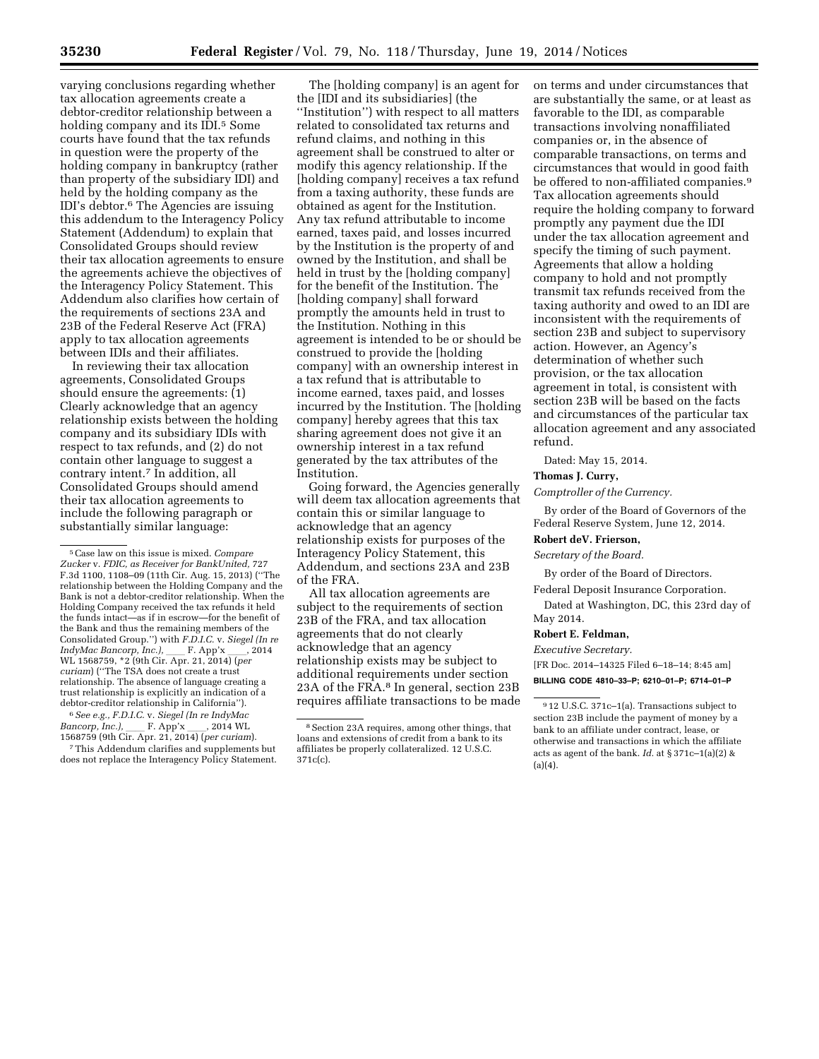varying conclusions regarding whether tax allocation agreements create a debtor-creditor relationship between a holding company and its IDI.[5] Some courts have found that the tax refunds in question were the property of the holding company in bankruptcy (rather than property of the subsidiary IDI) and held by the holding company as the IDI's debtor.[6] The Agencies are issuing this addendum to the Interagency Policy Statement (Addendum) to explain that Consolidated Groups should review their tax allocation agreements to ensure the agreements achieve the objectives of the Interagency Policy Statement. This Addendum also clarifies how certain of the requirements of sections 23A and 23B of the Federal Reserve Act (FRA) apply to tax allocation agreements between IDIs and their affiliates.

In reviewing their tax allocation agreements, Consolidated Groups should ensure the agreements: (1) Clearly acknowledge that an agency relationship exists between the holding company and its subsidiary IDIs with respect to tax refunds, and (2) do not contain other language to suggest a contrary intent.[7] In addition, all Consolidated Groups should amend their tax allocation agreements to include the following paragraph or substantially similar language:

The [holding company] is an agent for the [IDI and its subsidiaries] (the ''Institution'') with respect to all matters related to consolidated tax returns and refund claims, and nothing in this agreement shall be construed to alter or modify this agency relationship. If the [holding company] receives a tax refund from a taxing authority, these funds are obtained as agent for the Institution. Any tax refund attributable to income earned, taxes paid, and losses incurred by the Institution is the property of and owned by the Institution, and shall be held in trust by the [holding company] for the benefit of the Institution. The [holding company] shall forward promptly the amounts held in trust to the Institution. Nothing in this agreement is intended to be or should be construed to provide the [holding company] with an ownership interest in a tax refund that is attributable to income earned, taxes paid, and losses incurred by the Institution. The [holding company] hereby agrees that this tax sharing agreement does not give it an ownership interest in a tax refund generated by the tax attributes of the Institution.

Going forward, the Agencies generally will deem tax allocation agreements that contain this or similar language to acknowledge that an agency relationship exists for purposes of the Interagency Policy Statement, this Addendum, and sections 23A and 23B of the FRA.

All tax allocation agreements are subject to the requirements of section 23B of the FRA, and tax allocation agreements that do not clearly acknowledge that an agency relationship exists may be subject to additional requirements under section 23A of the FRA.[8] In general, section 23B requires affiliate transactions to be made on terms and under circumstances that are substantially the same, or at least as favorable to the IDI, as comparable transactions involving nonaffiliated companies or, in the absence of comparable transactions, on terms and circumstances that would in good faith be offered to non-affiliated companies.[9] Tax allocation agreements should require the holding company to forward promptly any payment due the IDI under the tax allocation agreement and specify the timing of such payment. Agreements that allow a holding company to hold and not promptly transmit tax refunds received from the taxing authority and owed to an IDI are inconsistent with the requirements of section 23B and subject to supervisory action. However, an Agency's determination of whether such provision, or the tax allocation agreement in total, is consistent with section 23B will be based on the facts and circumstances of the particular tax allocation agreement and any associated refund.

Dated: May 15, 2014.

**Thomas J. Curry,**

*Comptroller of the Currency.*

By order of the Board of Governors of the Federal Reserve System, June 12, 2014.

**Robert deV. Frierson,**

*Secretary of the Board.*

By order of the Board of Directors.

Federal Deposit Insurance Corporation.

Dated at Washington, DC, this 23rd day of May 2014.

**Robert E. Feldman,**

*Executive Secretary.*

[FR Doc. 2014–14325 Filed 6–18–14; 8:45 am]

**BILLING CODE 4810–33–P; 6210–01–P; 6714–01–P**

---

[5] Case law on this issue is mixed. *Compare Zucker* v. *FDIC, as Receiver for BankUnited,* 727 F.3d 1100, 1108–09 (11th Cir. Aug. 15, 2013) (''The relationship between the Holding Company and the Bank is not a debtor-creditor relationship. When the Holding Company received the tax refunds it held the funds intact—as if in escrow—for the benefit of the Bank and thus the remaining members of the Consolidated Group.'') with *F.D.I.C.* v. *Siegel (In re IndyMac Bancorp, Inc.),* ___ F. App'x ___, 2014 WL 1568759, *2 (9th Cir. Apr. 21, 2014) (*per curiam*) (''The TSA does not create a trust relationship. The absence of language creating a trust relationship is explicitly an indication of a debtor-creditor relationship in California'').

[6] *See e.g., F.D.I.C.* v. *Siegel (In re IndyMac Bancorp, Inc.),* ___ F. App'x ___, 2014 WL 1568759 (9th Cir. Apr. 21, 2014) (*per curiam*).

[7] This Addendum clarifies and supplements but does not replace the Interagency Policy Statement.

[8] Section 23A requires, among other things, that loans and extensions of credit from a bank to its affiliates be properly collateralized. 12 U.S.C. 371c(c).

[9] 12 U.S.C. 371c–1(a). Transactions subject to section 23B include the payment of money by a bank to an affiliate under contract, lease, or otherwise and transactions in which the affiliate acts as agent of the bank. *Id.* at § 371c–1(a)(2) & (a)(4).